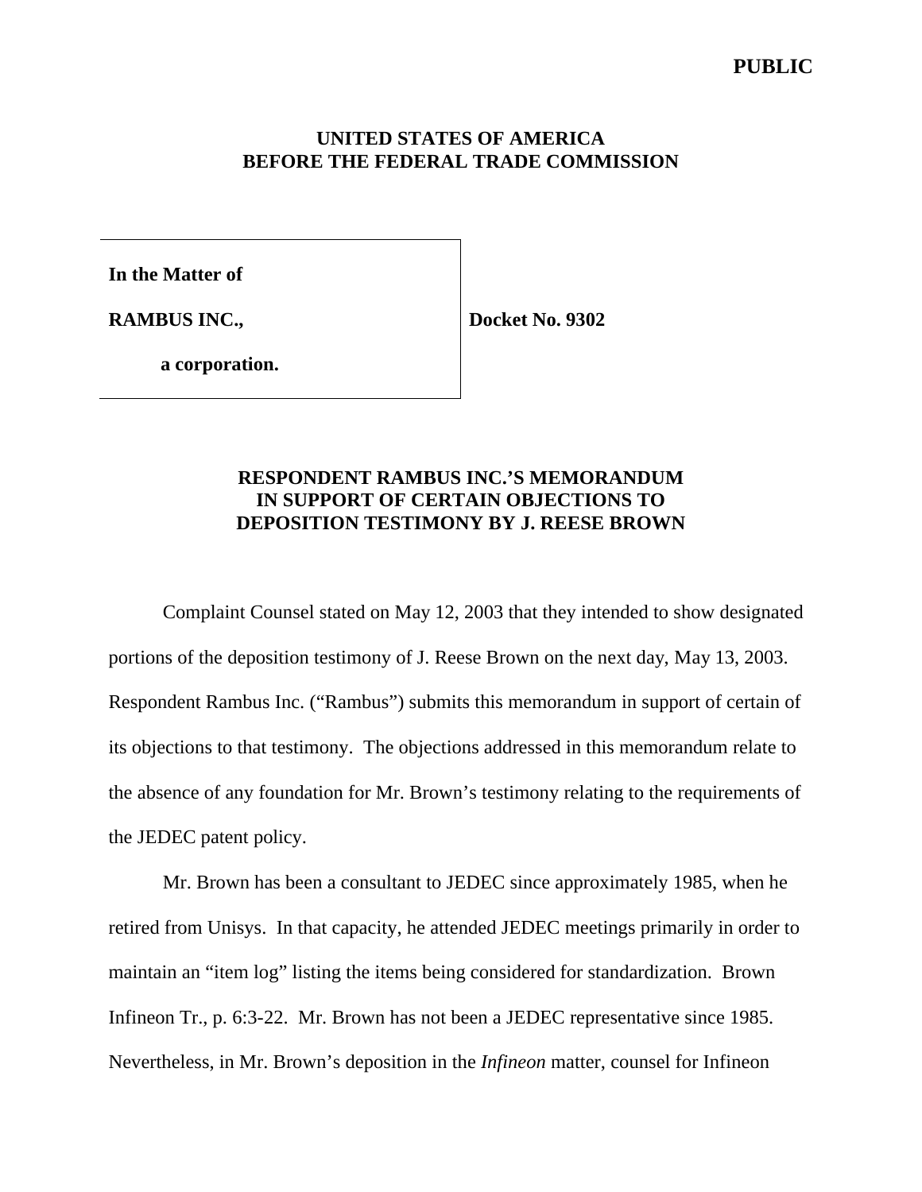**PUBLIC**

**UNITED STATES OF AMERICA**
**BEFORE THE FEDERAL TRADE COMMISSION**

| | |
|---|---|
| **In the Matter of**<br><br>**RAMBUS INC.,**<br><br>**a corporation.** | **Docket No. 9302** |

**RESPONDENT RAMBUS INC.'S MEMORANDUM IN SUPPORT OF CERTAIN OBJECTIONS TO DEPOSITION TESTIMONY BY J. REESE BROWN**

Complaint Counsel stated on May 12, 2003 that they intended to show designated portions of the deposition testimony of J. Reese Brown on the next day, May 13, 2003. Respondent Rambus Inc. ("Rambus") submits this memorandum in support of certain of its objections to that testimony. The objections addressed in this memorandum relate to the absence of any foundation for Mr. Brown's testimony relating to the requirements of the JEDEC patent policy.

Mr. Brown has been a consultant to JEDEC since approximately 1985, when he retired from Unisys. In that capacity, he attended JEDEC meetings primarily in order to maintain an "item log" listing the items being considered for standardization. Brown Infineon Tr., p. 6:3-22. Mr. Brown has not been a JEDEC representative since 1985. Nevertheless, in Mr. Brown's deposition in the *Infineon* matter, counsel for Infineon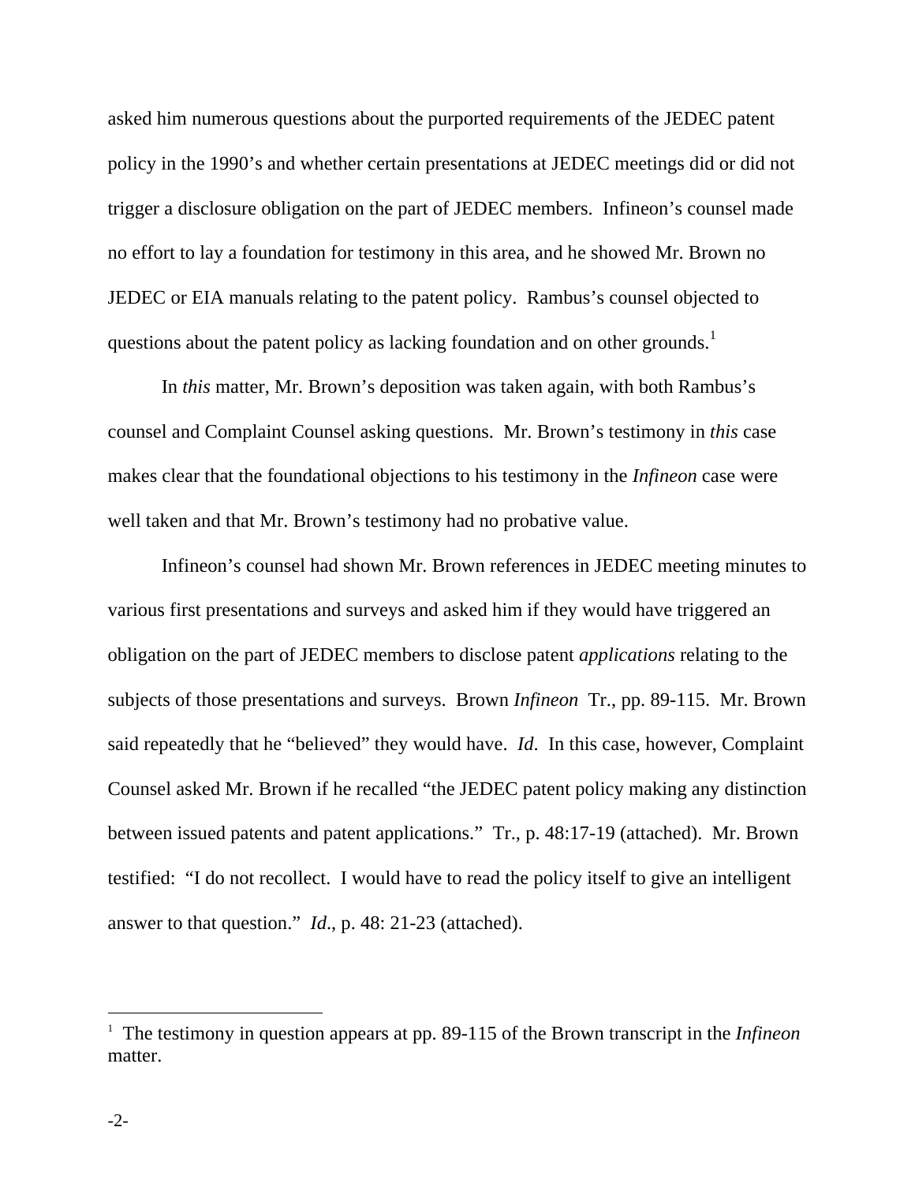asked him numerous questions about the purported requirements of the JEDEC patent policy in the 1990's and whether certain presentations at JEDEC meetings did or did not trigger a disclosure obligation on the part of JEDEC members. Infineon's counsel made no effort to lay a foundation for testimony in this area, and he showed Mr. Brown no JEDEC or EIA manuals relating to the patent policy. Rambus's counsel objected to questions about the patent policy as lacking foundation and on other grounds.[1]

In *this* matter, Mr. Brown's deposition was taken again, with both Rambus's counsel and Complaint Counsel asking questions. Mr. Brown's testimony in *this* case makes clear that the foundational objections to his testimony in the *Infineon* case were well taken and that Mr. Brown's testimony had no probative value.

Infineon's counsel had shown Mr. Brown references in JEDEC meeting minutes to various first presentations and surveys and asked him if they would have triggered an obligation on the part of JEDEC members to disclose patent *applications* relating to the subjects of those presentations and surveys. Brown *Infineon* Tr., pp. 89-115. Mr. Brown said repeatedly that he "believed" they would have. *Id*. In this case, however, Complaint Counsel asked Mr. Brown if he recalled "the JEDEC patent policy making any distinction between issued patents and patent applications." Tr., p. 48:17-19 (attached). Mr. Brown testified: "I do not recollect. I would have to read the policy itself to give an intelligent answer to that question." *Id*., p. 48: 21-23 (attached).

---

[1] The testimony in question appears at pp. 89-115 of the Brown transcript in the *Infineon* matter.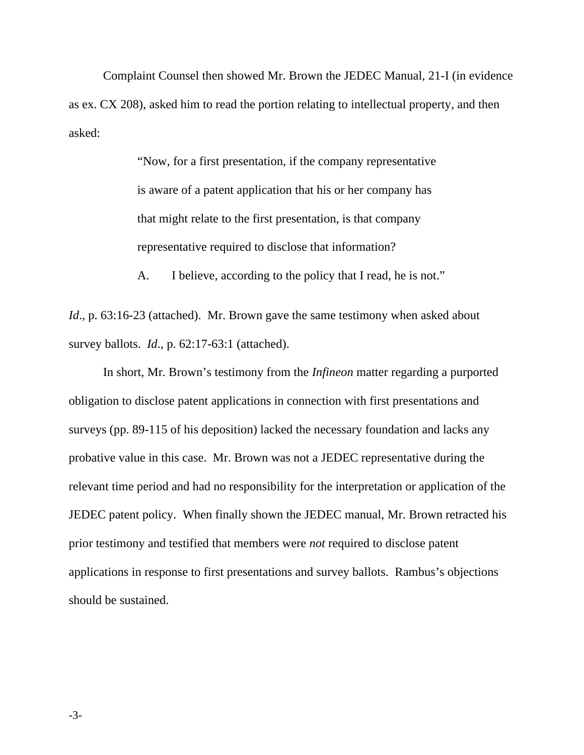Complaint Counsel then showed Mr. Brown the JEDEC Manual, 21-I (in evidence as ex. CX 208), asked him to read the portion relating to intellectual property, and then asked:

> "Now, for a first presentation, if the company representative is aware of a patent application that his or her company has that might relate to the first presentation, is that company representative required to disclose that information?
>
> A. I believe, according to the policy that I read, he is not."

*Id*., p. 63:16-23 (attached). Mr. Brown gave the same testimony when asked about survey ballots. *Id*., p. 62:17-63:1 (attached).

In short, Mr. Brown's testimony from the *Infineon* matter regarding a purported obligation to disclose patent applications in connection with first presentations and surveys (pp. 89-115 of his deposition) lacked the necessary foundation and lacks any probative value in this case. Mr. Brown was not a JEDEC representative during the relevant time period and had no responsibility for the interpretation or application of the JEDEC patent policy. When finally shown the JEDEC manual, Mr. Brown retracted his prior testimony and testified that members were *not* required to disclose patent applications in response to first presentations and survey ballots. Rambus's objections should be sustained.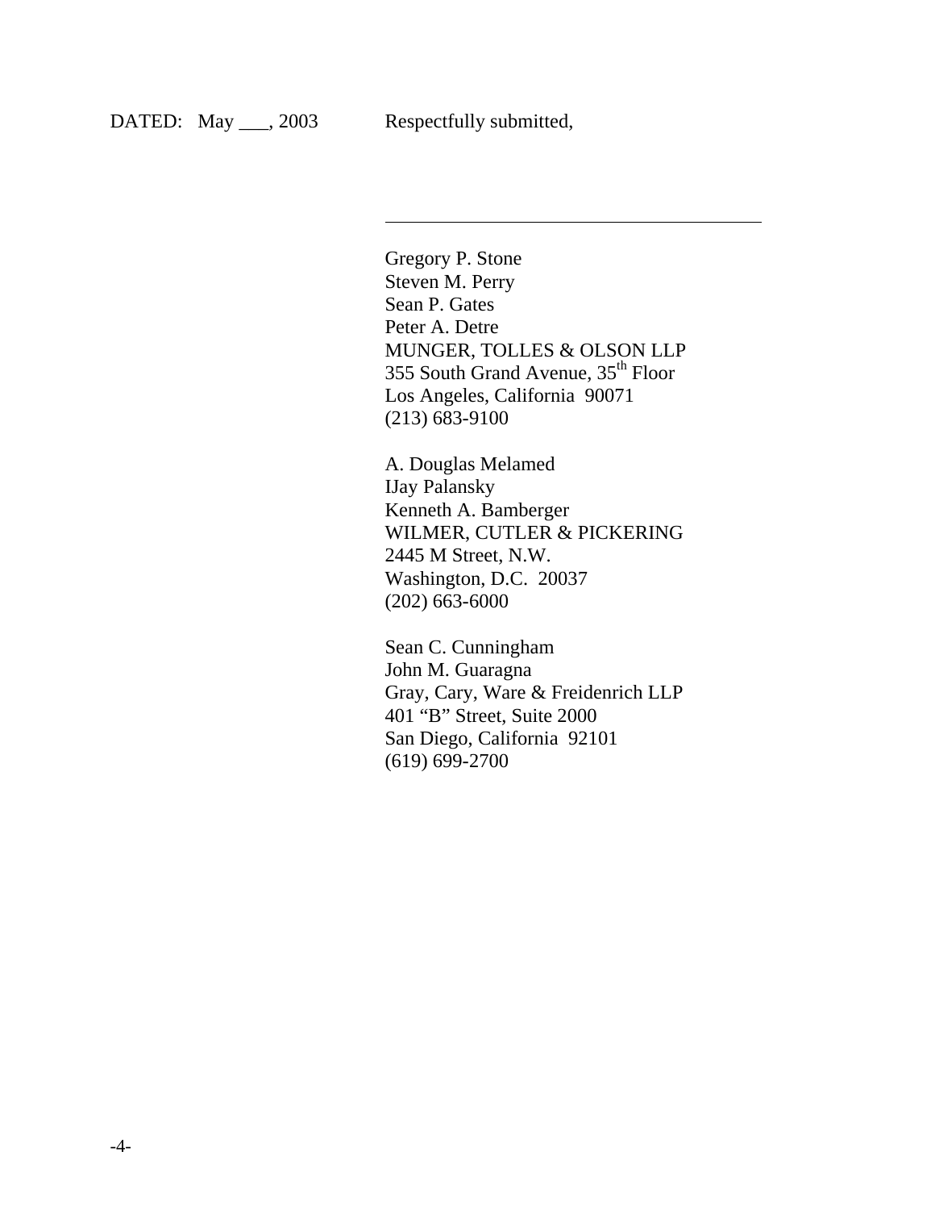DATED: May ___, 2003 Respectfully submitted,

\_\_\_\_\_\_\_\_\_\_\_\_\_\_\_\_\_\_\_\_\_\_\_\_\_\_\_\_\_\_\_\_\_\_\_\_\_\_\_\_

Gregory P. Stone
Steven M. Perry
Sean P. Gates
Peter A. Detre
MUNGER, TOLLES & OLSON LLP
355 South Grand Avenue, 35th Floor
Los Angeles, California 90071
(213) 683-9100

A. Douglas Melamed
IJay Palansky
Kenneth A. Bamberger
WILMER, CUTLER & PICKERING
2445 M Street, N.W.
Washington, D.C. 20037
(202) 663-6000

Sean C. Cunningham
John M. Guaragna
Gray, Cary, Ware & Freidenrich LLP
401 “B” Street, Suite 2000
San Diego, California 92101
(619) 699-2700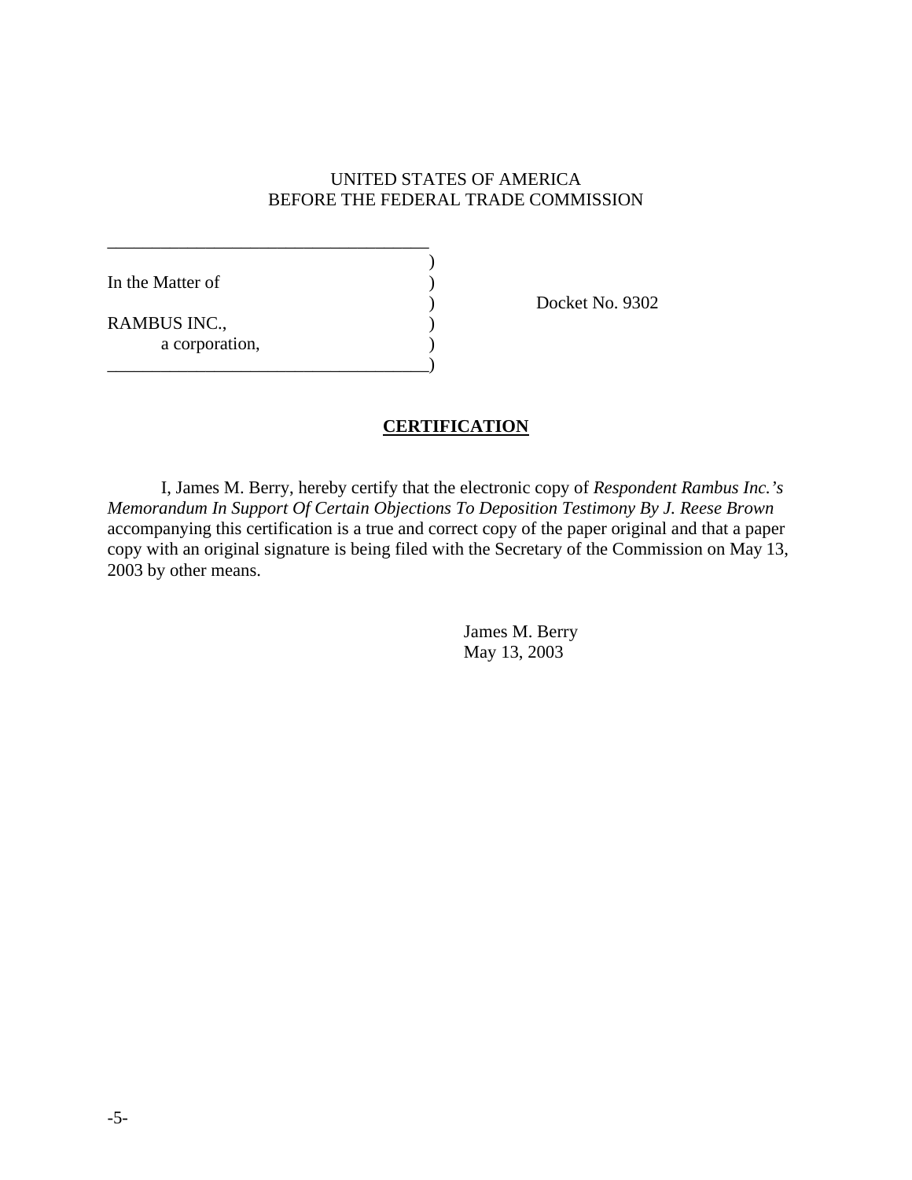UNITED STATES OF AMERICA
BEFORE THE FEDERAL TRADE COMMISSION

| | | |
|---|---|---|
| In the Matter of | ) | |
| | ) | Docket No. 9302 |
| RAMBUS INC., | ) | |
| a corporation, | ) | |

**CERTIFICATION**

I, James M. Berry, hereby certify that the electronic copy of *Respondent Rambus Inc.'s Memorandum In Support Of Certain Objections To Deposition Testimony By J. Reese Brown* accompanying this certification is a true and correct copy of the paper original and that a paper copy with an original signature is being filed with the Secretary of the Commission on May 13, 2003 by other means.

James M. Berry
May 13, 2003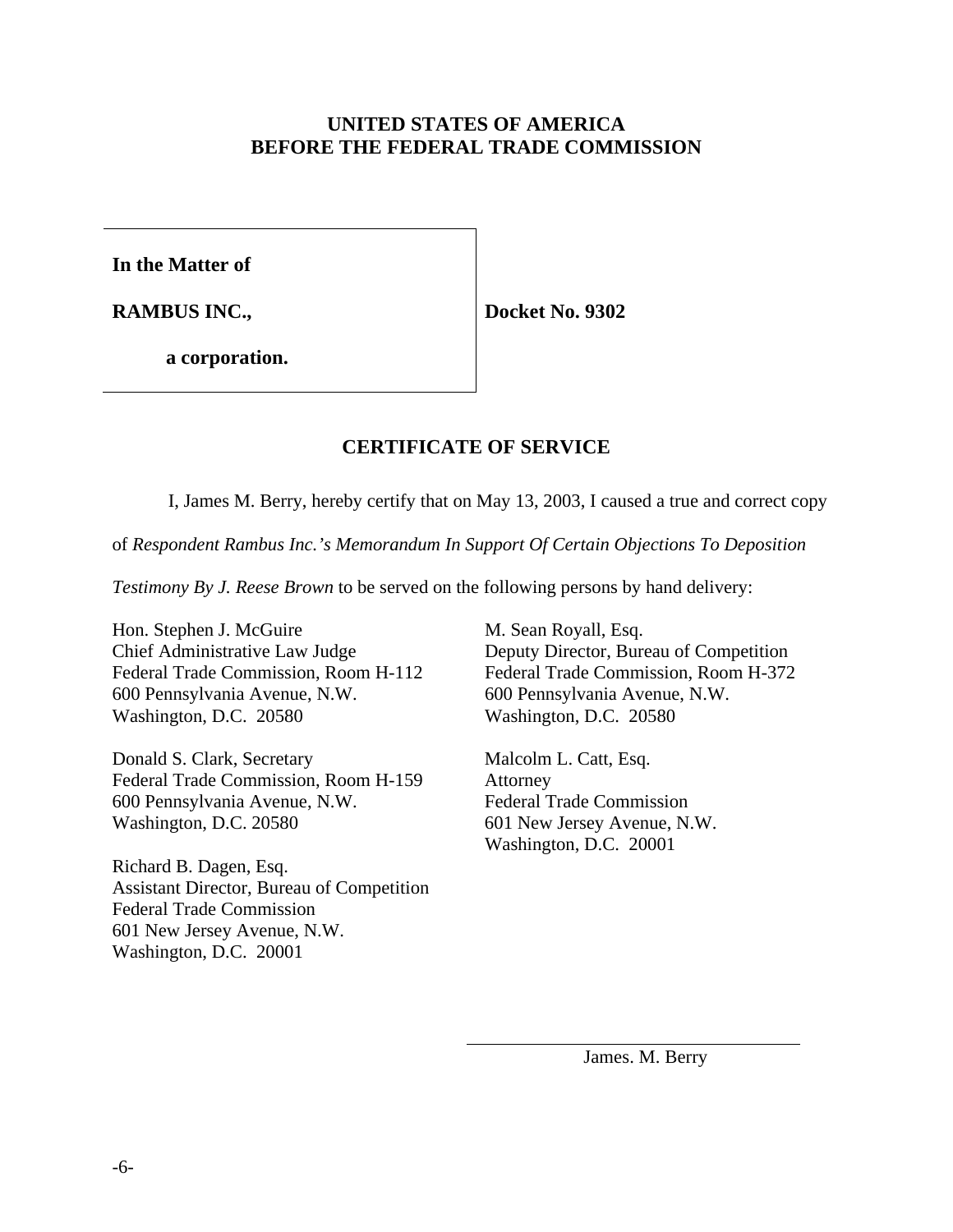**UNITED STATES OF AMERICA**
**BEFORE THE FEDERAL TRADE COMMISSION**

| | |
|---|---|
| **In the Matter of**<br><br>**RAMBUS INC.,**<br><br>**a corporation.** | **Docket No. 9302** |

## CERTIFICATE OF SERVICE

I, James M. Berry, hereby certify that on May 13, 2003, I caused a true and correct copy of *Respondent Rambus Inc.'s Memorandum In Support Of Certain Objections To Deposition Testimony By J. Reese Brown* to be served on the following persons by hand delivery:

Hon. Stephen J. McGuire
Chief Administrative Law Judge
Federal Trade Commission, Room H-112
600 Pennsylvania Avenue, N.W.
Washington, D.C. 20580

Donald S. Clark, Secretary
Federal Trade Commission, Room H-159
600 Pennsylvania Avenue, N.W.
Washington, D.C. 20580

Richard B. Dagen, Esq.
Assistant Director, Bureau of Competition
Federal Trade Commission
601 New Jersey Avenue, N.W.
Washington, D.C. 20001

M. Sean Royall, Esq.
Deputy Director, Bureau of Competition
Federal Trade Commission, Room H-372
600 Pennsylvania Avenue, N.W.
Washington, D.C. 20580

Malcolm L. Catt, Esq.
Attorney
Federal Trade Commission
601 New Jersey Avenue, N.W.
Washington, D.C. 20001

James. M. Berry